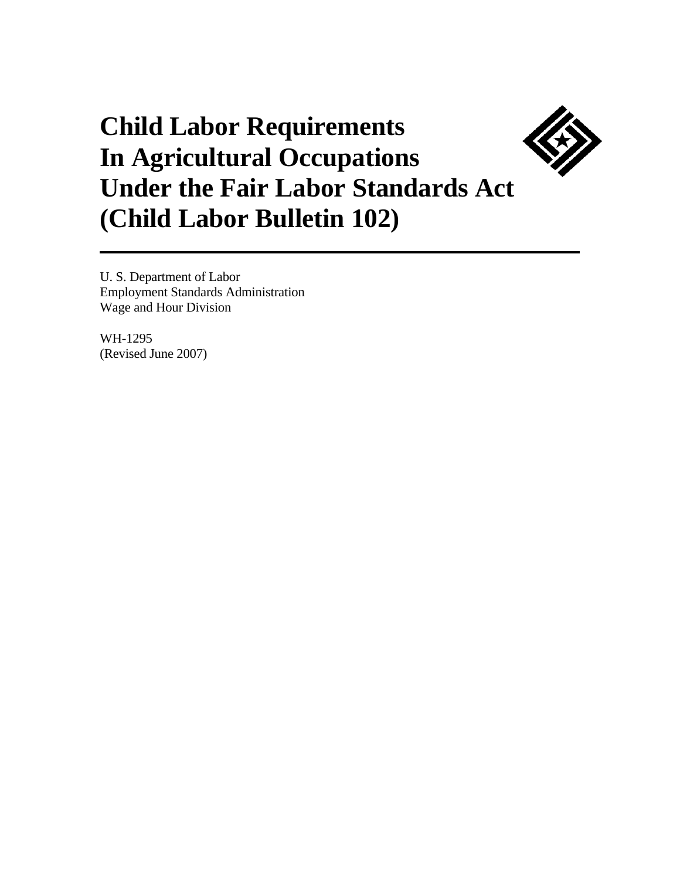# Child Labor Requirements In Agricultural Occupations Under the Fair Labor Standards Act (Child Labor Bulletin 102)

---

U. S. Department of Labor
Employment Standards Administration
Wage and Hour Division

WH-1295
(Revised June 2007)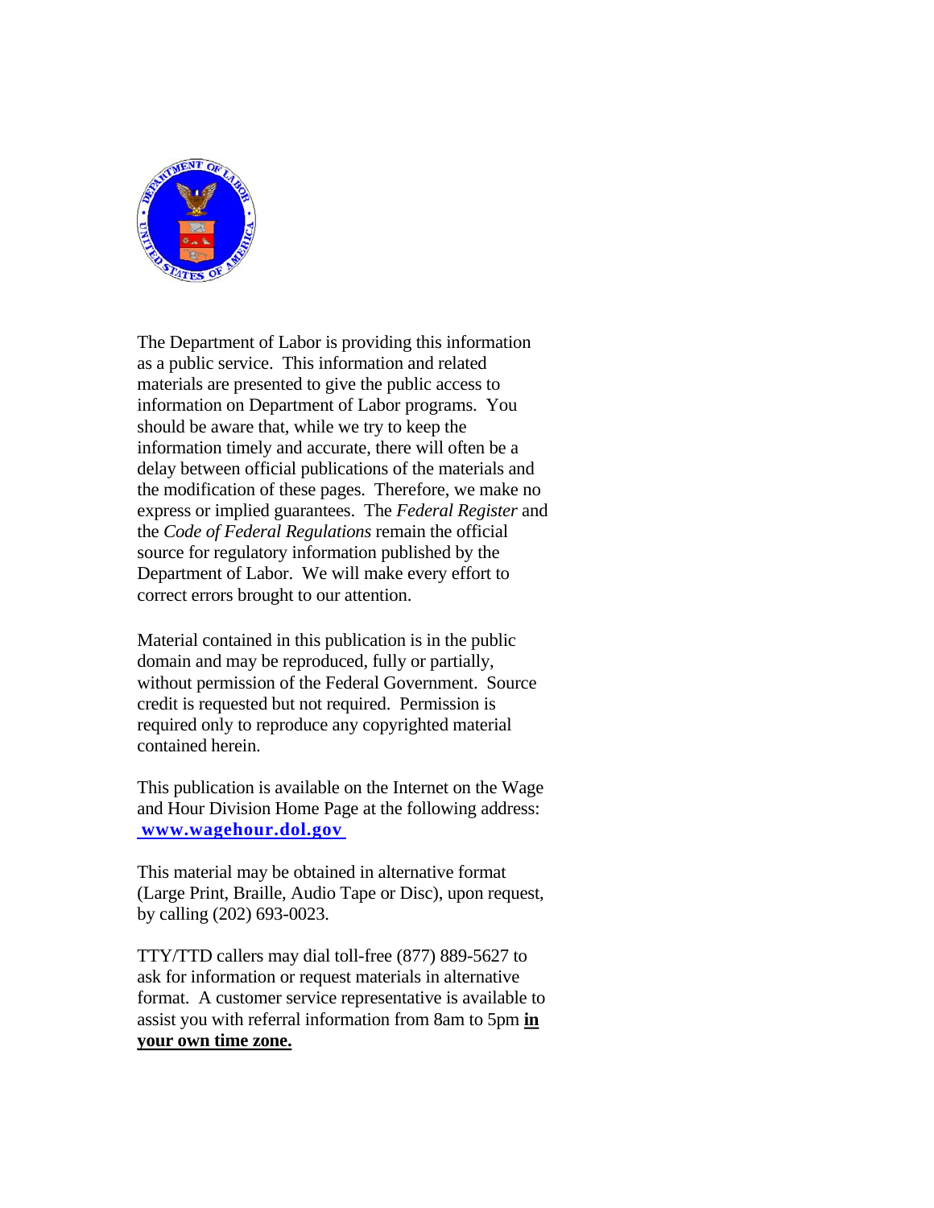The Department of Labor is providing this information as a public service. This information and related materials are presented to give the public access to information on Department of Labor programs. You should be aware that, while we try to keep the information timely and accurate, there will often be a delay between official publications of the materials and the modification of these pages. Therefore, we make no express or implied guarantees. The *Federal Register* and the *Code of Federal Regulations* remain the official source for regulatory information published by the Department of Labor. We will make every effort to correct errors brought to our attention.

Material contained in this publication is in the public domain and may be reproduced, fully or partially, without permission of the Federal Government. Source credit is requested but not required. Permission is required only to reproduce any copyrighted material contained herein.

This publication is available on the Internet on the Wage and Hour Division Home Page at the following address: **www.wagehour.dol.gov**

This material may be obtained in alternative format (Large Print, Braille, Audio Tape or Disc), upon request, by calling (202) 693-0023.

TTY/TTD callers may dial toll-free (877) 889-5627 to ask for information or request materials in alternative format. A customer service representative is available to assist you with referral information from 8am to 5pm **in your own time zone.**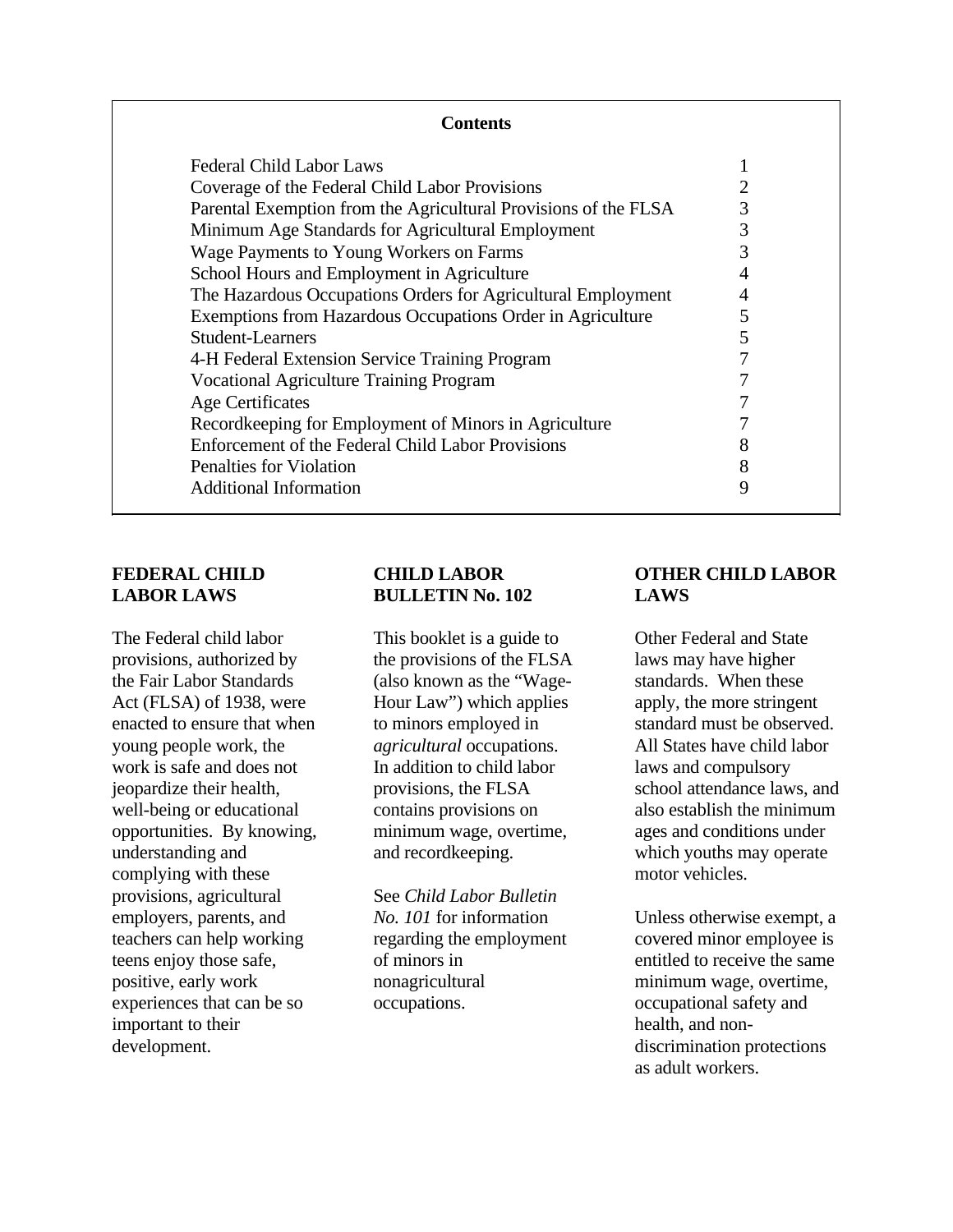**Contents**

| | |
|---|---|
| Federal Child Labor Laws | 1 |
| Coverage of the Federal Child Labor Provisions | 2 |
| Parental Exemption from the Agricultural Provisions of the FLSA | 3 |
| Minimum Age Standards for Agricultural Employment | 3 |
| Wage Payments to Young Workers on Farms | 3 |
| School Hours and Employment in Agriculture | 4 |
| The Hazardous Occupations Orders for Agricultural Employment | 4 |
| Exemptions from Hazardous Occupations Order in Agriculture | 5 |
| Student-Learners | 5 |
| 4-H Federal Extension Service Training Program | 7 |
| Vocational Agriculture Training Program | 7 |
| Age Certificates | 7 |
| Recordkeeping for Employment of Minors in Agriculture | 7 |
| Enforcement of the Federal Child Labor Provisions | 8 |
| Penalties for Violation | 8 |
| Additional Information | 9 |

## FEDERAL CHILD LABOR LAWS

The Federal child labor provisions, authorized by the Fair Labor Standards Act (FLSA) of 1938, were enacted to ensure that when young people work, the work is safe and does not jeopardize their health, well-being or educational opportunities. By knowing, understanding and complying with these provisions, agricultural employers, parents, and teachers can help working teens enjoy those safe, positive, early work experiences that can be so important to their development.

## CHILD LABOR BULLETIN No. 102

This booklet is a guide to the provisions of the FLSA (also known as the "Wage-Hour Law") which applies to minors employed in *agricultural* occupations. In addition to child labor provisions, the FLSA contains provisions on minimum wage, overtime, and recordkeeping.

See *Child Labor Bulletin No. 101* for information regarding the employment of minors in nonagricultural occupations.

## OTHER CHILD LABOR LAWS

Other Federal and State laws may have higher standards. When these apply, the more stringent standard must be observed. All States have child labor laws and compulsory school attendance laws, and also establish the minimum ages and conditions under which youths may operate motor vehicles.

Unless otherwise exempt, a covered minor employee is entitled to receive the same minimum wage, overtime, occupational safety and health, and non-discrimination protections as adult workers.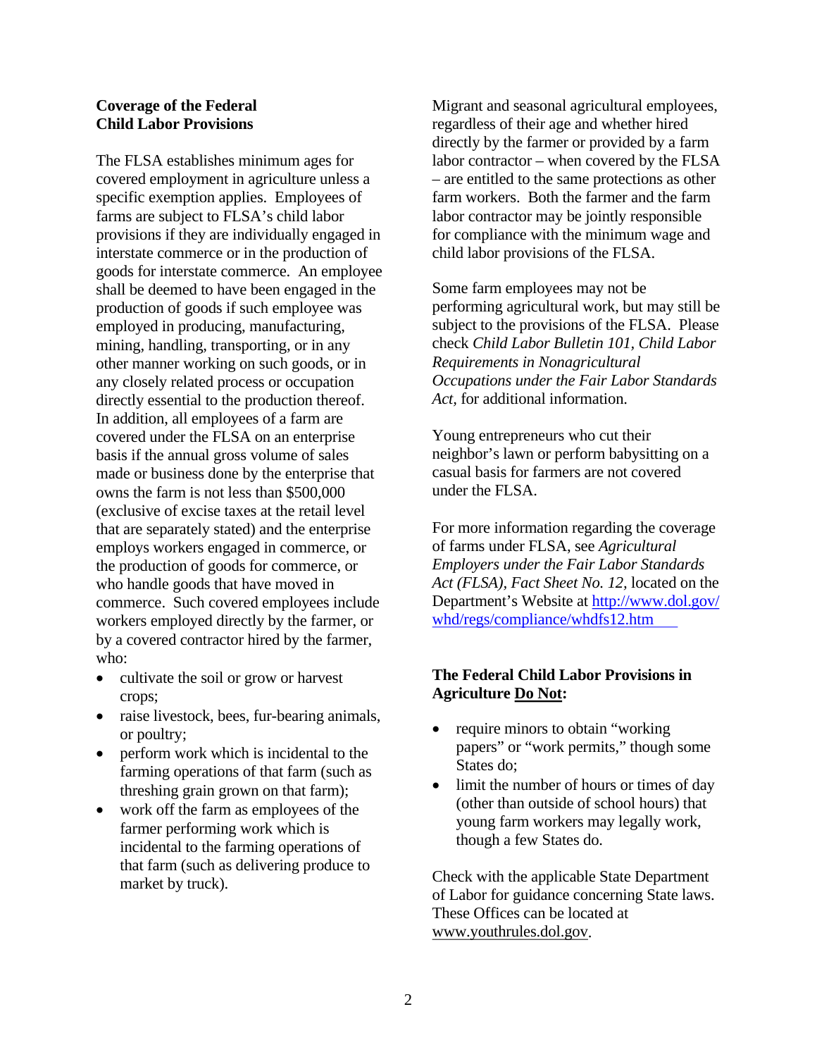## Coverage of the Federal Child Labor Provisions

The FLSA establishes minimum ages for covered employment in agriculture unless a specific exemption applies. Employees of farms are subject to FLSA's child labor provisions if they are individually engaged in interstate commerce or in the production of goods for interstate commerce. An employee shall be deemed to have been engaged in the production of goods if such employee was employed in producing, manufacturing, mining, handling, transporting, or in any other manner working on such goods, or in any closely related process or occupation directly essential to the production thereof. In addition, all employees of a farm are covered under the FLSA on an enterprise basis if the annual gross volume of sales made or business done by the enterprise that owns the farm is not less than $500,000 (exclusive of excise taxes at the retail level that are separately stated) and the enterprise employs workers engaged in commerce, or the production of goods for commerce, or who handle goods that have moved in commerce. Such covered employees include workers employed directly by the farmer, or by a covered contractor hired by the farmer, who:

- cultivate the soil or grow or harvest crops;
- raise livestock, bees, fur-bearing animals, or poultry;
- perform work which is incidental to the farming operations of that farm (such as threshing grain grown on that farm);
- work off the farm as employees of the farmer performing work which is incidental to the farming operations of that farm (such as delivering produce to market by truck).

Migrant and seasonal agricultural employees, regardless of their age and whether hired directly by the farmer or provided by a farm labor contractor – when covered by the FLSA – are entitled to the same protections as other farm workers. Both the farmer and the farm labor contractor may be jointly responsible for compliance with the minimum wage and child labor provisions of the FLSA.

Some farm employees may not be performing agricultural work, but may still be subject to the provisions of the FLSA. Please check *Child Labor Bulletin 101, Child Labor Requirements in Nonagricultural Occupations under the Fair Labor Standards Act*, for additional information.

Young entrepreneurs who cut their neighbor's lawn or perform babysitting on a casual basis for farmers are not covered under the FLSA.

For more information regarding the coverage of farms under FLSA, see *Agricultural Employers under the Fair Labor Standards Act (FLSA), Fact Sheet No. 12,* located on the Department's Website at http://www.dol.gov/whd/regs/compliance/whdfs12.htm

## The Federal Child Labor Provisions in Agriculture Do Not:

- require minors to obtain "working papers" or "work permits," though some States do;
- limit the number of hours or times of day (other than outside of school hours) that young farm workers may legally work, though a few States do.

Check with the applicable State Department of Labor for guidance concerning State laws. These Offices can be located at www.youthrules.dol.gov.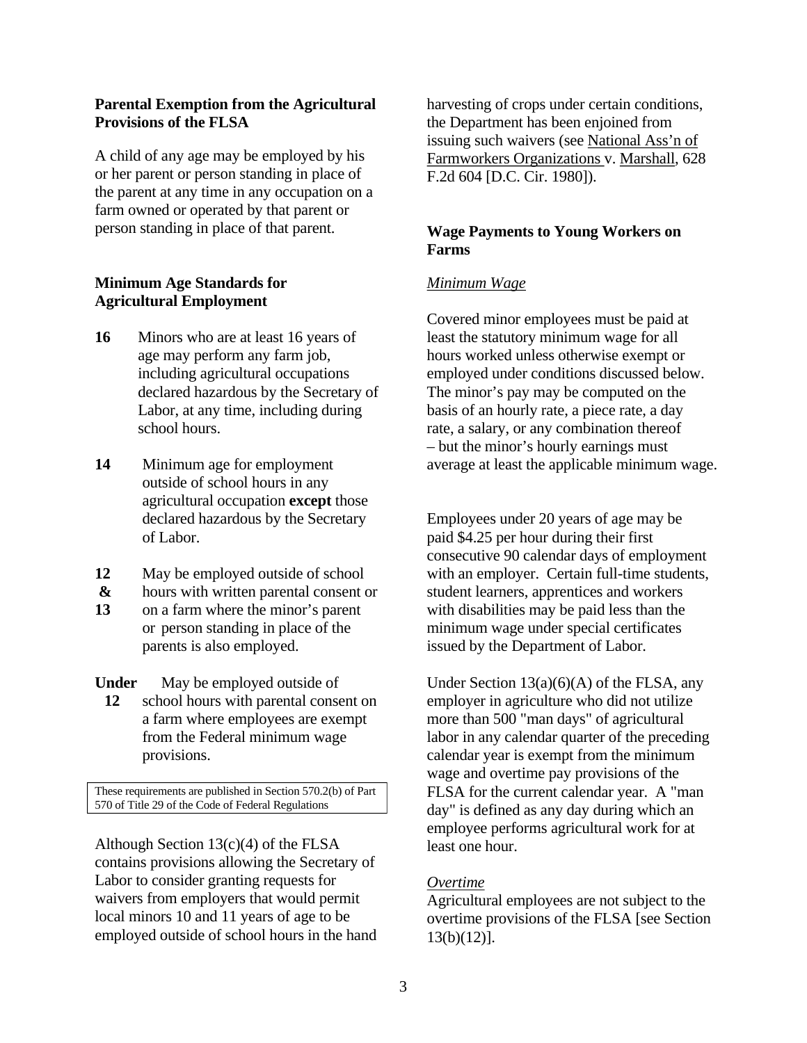### Parental Exemption from the Agricultural Provisions of the FLSA

A child of any age may be employed by his or her parent or person standing in place of the parent at any time in any occupation on a farm owned or operated by that parent or person standing in place of that parent.

### Minimum Age Standards for Agricultural Employment

**16** Minors who are at least 16 years of age may perform any farm job, including agricultural occupations declared hazardous by the Secretary of Labor, at any time, including during school hours.

**14** Minimum age for employment outside of school hours in any agricultural occupation **except** those declared hazardous by the Secretary of Labor.

**12 & 13** May be employed outside of school hours with written parental consent or on a farm where the minor's parent or person standing in place of the parents is also employed.

**Under 12** May be employed outside of school hours with parental consent on a farm where employees are exempt from the Federal minimum wage provisions.

These requirements are published in Section 570.2(b) of Part 570 of Title 29 of the Code of Federal Regulations

Although Section 13(c)(4) of the FLSA contains provisions allowing the Secretary of Labor to consider granting requests for waivers from employers that would permit local minors 10 and 11 years of age to be employed outside of school hours in the hand harvesting of crops under certain conditions, the Department has been enjoined from issuing such waivers (see National Ass'n of Farmworkers Organizations v. Marshall, 628 F.2d 604 [D.C. Cir. 1980]).

### Wage Payments to Young Workers on Farms

*Minimum Wage*

Covered minor employees must be paid at least the statutory minimum wage for all hours worked unless otherwise exempt or employed under conditions discussed below. The minor's pay may be computed on the basis of an hourly rate, a piece rate, a day rate, a salary, or any combination thereof – but the minor's hourly earnings must average at least the applicable minimum wage.

Employees under 20 years of age may be paid $4.25 per hour during their first consecutive 90 calendar days of employment with an employer. Certain full-time students, student learners, apprentices and workers with disabilities may be paid less than the minimum wage under special certificates issued by the Department of Labor.

Under Section 13(a)(6)(A) of the FLSA, any employer in agriculture who did not utilize more than 500 "man days" of agricultural labor in any calendar quarter of the preceding calendar year is exempt from the minimum wage and overtime pay provisions of the FLSA for the current calendar year. A "man day" is defined as any day during which an employee performs agricultural work for at least one hour.

*Overtime*

Agricultural employees are not subject to the overtime provisions of the FLSA [see Section 13(b)(12)].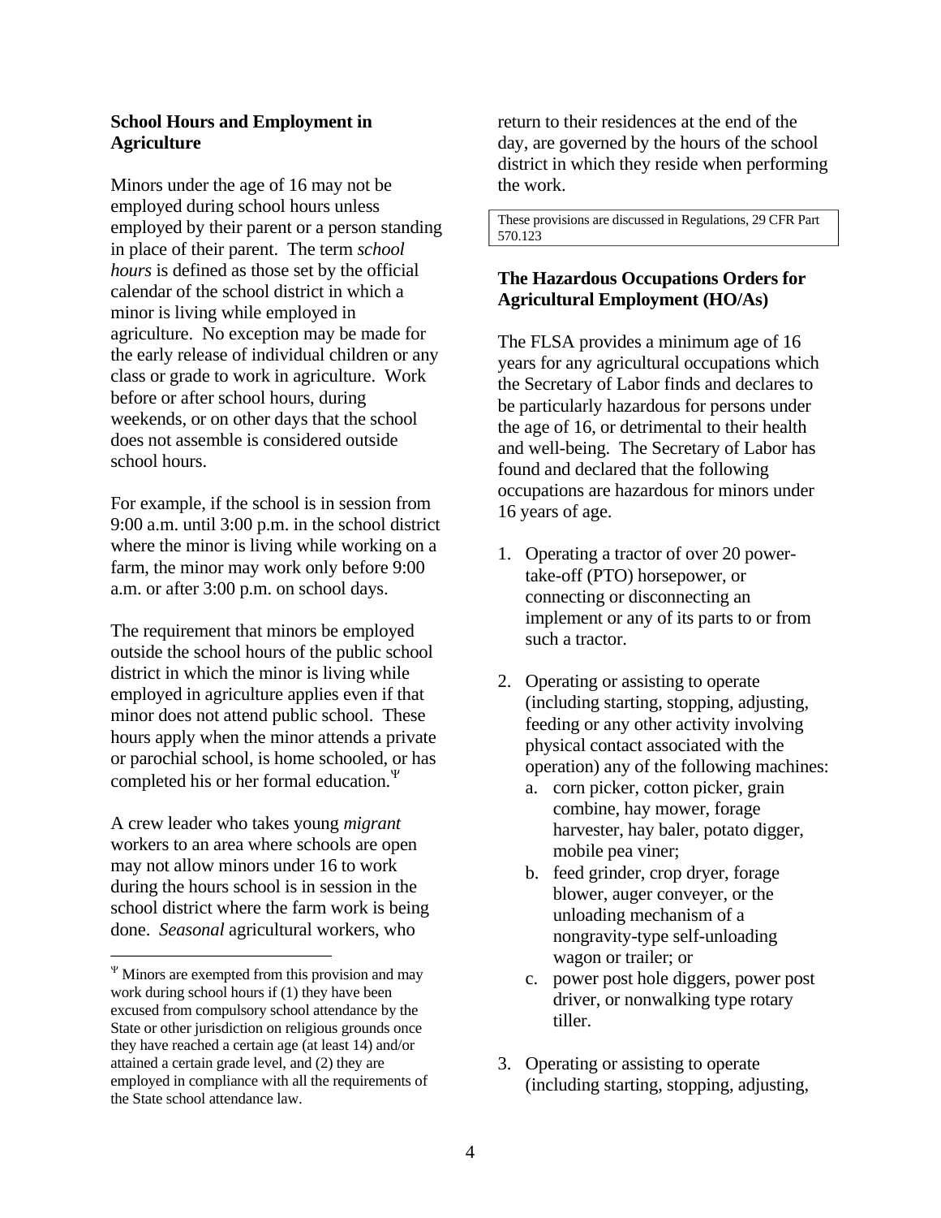## School Hours and Employment in Agriculture

Minors under the age of 16 may not be employed during school hours unless employed by their parent or a person standing in place of their parent. The term *school hours* is defined as those set by the official calendar of the school district in which a minor is living while employed in agriculture. No exception may be made for the early release of individual children or any class or grade to work in agriculture. Work before or after school hours, during weekends, or on other days that the school does not assemble is considered outside school hours.

For example, if the school is in session from 9:00 a.m. until 3:00 p.m. in the school district where the minor is living while working on a farm, the minor may work only before 9:00 a.m. or after 3:00 p.m. on school days.

The requirement that minors be employed outside the school hours of the public school district in which the minor is living while employed in agriculture applies even if that minor does not attend public school. These hours apply when the minor attends a private or parochial school, is home schooled, or has completed his or her formal education.[Ψ]

A crew leader who takes young *migrant* workers to an area where schools are open may not allow minors under 16 to work during the hours school is in session in the school district where the farm work is being done. *Seasonal* agricultural workers, who return to their residences at the end of the day, are governed by the hours of the school district in which they reside when performing the work.

> These provisions are discussed in Regulations, 29 CFR Part 570.123

## The Hazardous Occupations Orders for Agricultural Employment (HO/As)

The FLSA provides a minimum age of 16 years for any agricultural occupations which the Secretary of Labor finds and declares to be particularly hazardous for persons under the age of 16, or detrimental to their health and well-being. The Secretary of Labor has found and declared that the following occupations are hazardous for minors under 16 years of age.

1. Operating a tractor of over 20 power-take-off (PTO) horsepower, or connecting or disconnecting an implement or any of its parts to or from such a tractor.

2. Operating or assisting to operate (including starting, stopping, adjusting, feeding or any other activity involving physical contact associated with the operation) any of the following machines:
   a. corn picker, cotton picker, grain combine, hay mower, forage harvester, hay baler, potato digger, mobile pea viner;
   b. feed grinder, crop dryer, forage blower, auger conveyer, or the unloading mechanism of a nongravity-type self-unloading wagon or trailer; or
   c. power post hole diggers, power post driver, or nonwalking type rotary tiller.

3. Operating or assisting to operate (including starting, stopping, adjusting,

---

[Ψ] Minors are exempted from this provision and may work during school hours if (1) they have been excused from compulsory school attendance by the State or other jurisdiction on religious grounds once they have reached a certain age (at least 14) and/or attained a certain grade level, and (2) they are employed in compliance with all the requirements of the State school attendance law.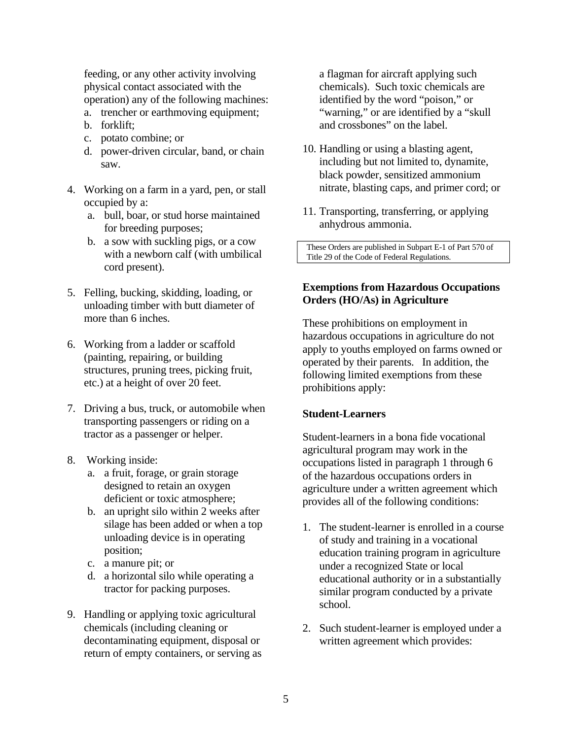feeding, or any other activity involving physical contact associated with the operation) any of the following machines:
   a. trencher or earthmoving equipment;
   b. forklift;
   c. potato combine; or
   d. power-driven circular, band, or chain saw.

4. Working on a farm in a yard, pen, or stall occupied by a:
   a. bull, boar, or stud horse maintained for breeding purposes;
   b. a sow with suckling pigs, or a cow with a newborn calf (with umbilical cord present).

5. Felling, bucking, skidding, loading, or unloading timber with butt diameter of more than 6 inches.

6. Working from a ladder or scaffold (painting, repairing, or building structures, pruning trees, picking fruit, etc.) at a height of over 20 feet.

7. Driving a bus, truck, or automobile when transporting passengers or riding on a tractor as a passenger or helper.

8. Working inside:
   a. a fruit, forage, or grain storage designed to retain an oxygen deficient or toxic atmosphere;
   b. an upright silo within 2 weeks after silage has been added or when a top unloading device is in operating position;
   c. a manure pit; or
   d. a horizontal silo while operating a tractor for packing purposes.

9. Handling or applying toxic agricultural chemicals (including cleaning or decontaminating equipment, disposal or return of empty containers, or serving as a flagman for aircraft applying such chemicals). Such toxic chemicals are identified by the word "poison," or "warning," or are identified by a "skull and crossbones" on the label.

10. Handling or using a blasting agent, including but not limited to, dynamite, black powder, sensitized ammonium nitrate, blasting caps, and primer cord; or

11. Transporting, transferring, or applying anhydrous ammonia.

These Orders are published in Subpart E-1 of Part 570 of Title 29 of the Code of Federal Regulations.

**Exemptions from Hazardous Occupations Orders (HO/As) in Agriculture**

These prohibitions on employment in hazardous occupations in agriculture do not apply to youths employed on farms owned or operated by their parents. In addition, the following limited exemptions from these prohibitions apply:

**Student-Learners**

Student-learners in a bona fide vocational agricultural program may work in the occupations listed in paragraph 1 through 6 of the hazardous occupations orders in agriculture under a written agreement which provides all of the following conditions:

1. The student-learner is enrolled in a course of study and training in a vocational education training program in agriculture under a recognized State or local educational authority or in a substantially similar program conducted by a private school.

2. Such student-learner is employed under a written agreement which provides: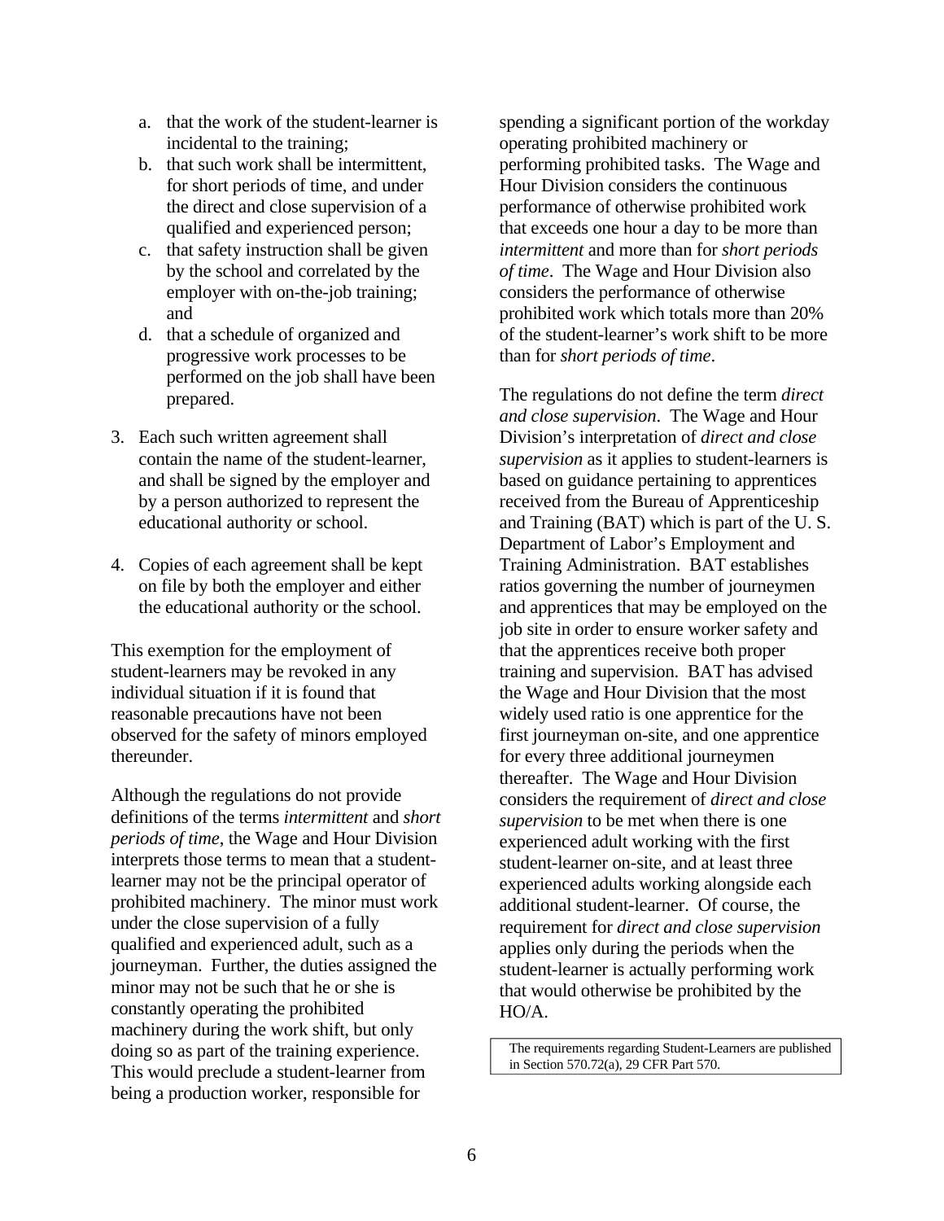a. that the work of the student-learner is incidental to the training;
   b. that such work shall be intermittent, for short periods of time, and under the direct and close supervision of a qualified and experienced person;
   c. that safety instruction shall be given by the school and correlated by the employer with on-the-job training; and
   d. that a schedule of organized and progressive work processes to be performed on the job shall have been prepared.

3. Each such written agreement shall contain the name of the student-learner, and shall be signed by the employer and by a person authorized to represent the educational authority or school.

4. Copies of each agreement shall be kept on file by both the employer and either the educational authority or the school.

This exemption for the employment of student-learners may be revoked in any individual situation if it is found that reasonable precautions have not been observed for the safety of minors employed thereunder.

Although the regulations do not provide definitions of the terms *intermittent* and *short periods of time*, the Wage and Hour Division interprets those terms to mean that a student-learner may not be the principal operator of prohibited machinery. The minor must work under the close supervision of a fully qualified and experienced adult, such as a journeyman. Further, the duties assigned the minor may not be such that he or she is constantly operating the prohibited machinery during the work shift, but only doing so as part of the training experience. This would preclude a student-learner from being a production worker, responsible for spending a significant portion of the workday operating prohibited machinery or performing prohibited tasks. The Wage and Hour Division considers the continuous performance of otherwise prohibited work that exceeds one hour a day to be more than *intermittent* and more than for *short periods of time*. The Wage and Hour Division also considers the performance of otherwise prohibited work which totals more than 20% of the student-learner's work shift to be more than for *short periods of time*.

The regulations do not define the term *direct and close supervision*. The Wage and Hour Division's interpretation of *direct and close supervision* as it applies to student-learners is based on guidance pertaining to apprentices received from the Bureau of Apprenticeship and Training (BAT) which is part of the U. S. Department of Labor's Employment and Training Administration. BAT establishes ratios governing the number of journeymen and apprentices that may be employed on the job site in order to ensure worker safety and that the apprentices receive both proper training and supervision. BAT has advised the Wage and Hour Division that the most widely used ratio is one apprentice for the first journeyman on-site, and one apprentice for every three additional journeymen thereafter. The Wage and Hour Division considers the requirement of *direct and close supervision* to be met when there is one experienced adult working with the first student-learner on-site, and at least three experienced adults working alongside each additional student-learner. Of course, the requirement for *direct and close supervision* applies only during the periods when the student-learner is actually performing work that would otherwise be prohibited by the HO/A.

The requirements regarding Student-Learners are published in Section 570.72(a), 29 CFR Part 570.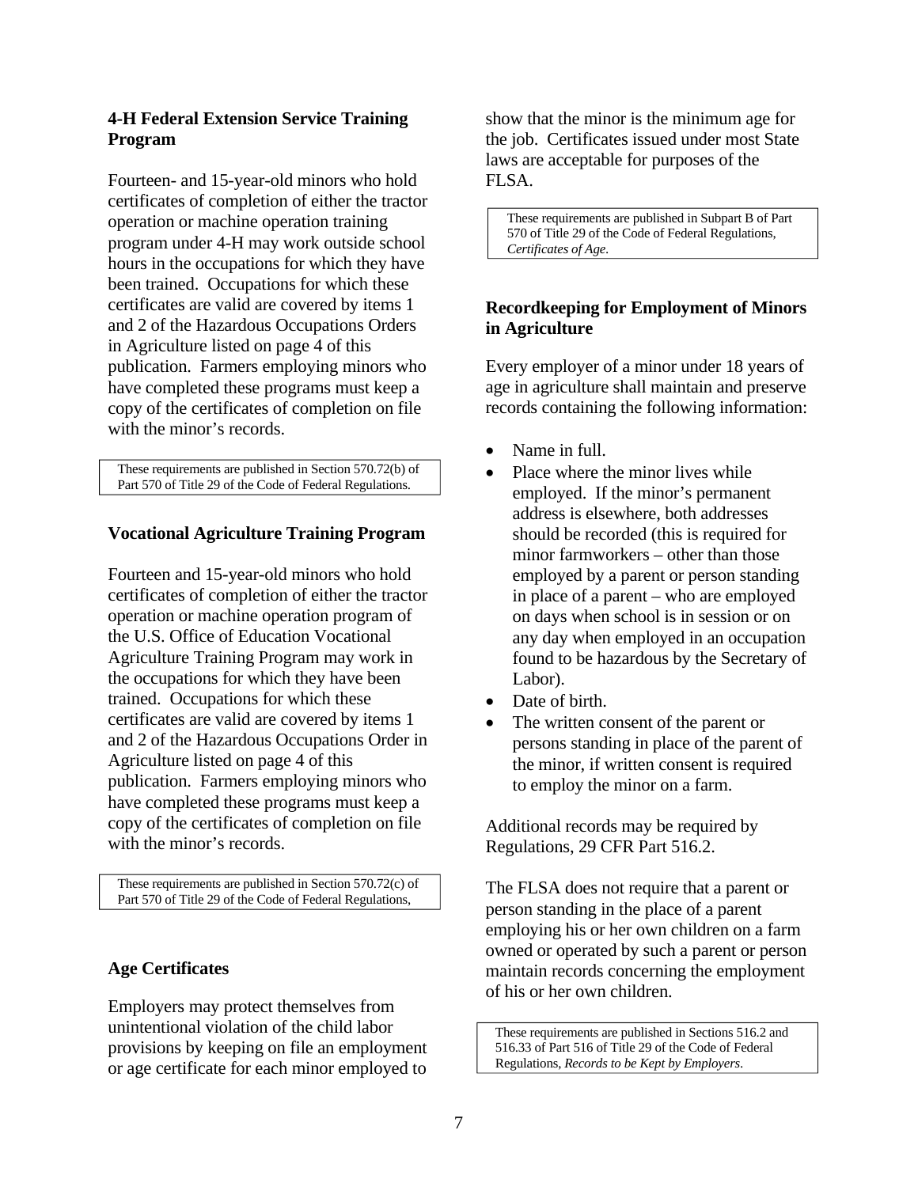### 4-H Federal Extension Service Training Program

Fourteen- and 15-year-old minors who hold certificates of completion of either the tractor operation or machine operation training program under 4-H may work outside school hours in the occupations for which they have been trained. Occupations for which these certificates are valid are covered by items 1 and 2 of the Hazardous Occupations Orders in Agriculture listed on page 4 of this publication. Farmers employing minors who have completed these programs must keep a copy of the certificates of completion on file with the minor's records.

> These requirements are published in Section 570.72(b) of Part 570 of Title 29 of the Code of Federal Regulations.

### Vocational Agriculture Training Program

Fourteen and 15-year-old minors who hold certificates of completion of either the tractor operation or machine operation program of the U.S. Office of Education Vocational Agriculture Training Program may work in the occupations for which they have been trained. Occupations for which these certificates are valid are covered by items 1 and 2 of the Hazardous Occupations Order in Agriculture listed on page 4 of this publication. Farmers employing minors who have completed these programs must keep a copy of the certificates of completion on file with the minor's records.

> These requirements are published in Section 570.72(c) of Part 570 of Title 29 of the Code of Federal Regulations,

### Age Certificates

Employers may protect themselves from unintentional violation of the child labor provisions by keeping on file an employment or age certificate for each minor employed to show that the minor is the minimum age for the job. Certificates issued under most State laws are acceptable for purposes of the FLSA.

> These requirements are published in Subpart B of Part 570 of Title 29 of the Code of Federal Regulations, *Certificates of Age*.

### Recordkeeping for Employment of Minors in Agriculture

Every employer of a minor under 18 years of age in agriculture shall maintain and preserve records containing the following information:

- Name in full.
- Place where the minor lives while employed. If the minor's permanent address is elsewhere, both addresses should be recorded (this is required for minor farmworkers – other than those employed by a parent or person standing in place of a parent – who are employed on days when school is in session or on any day when employed in an occupation found to be hazardous by the Secretary of Labor).
- Date of birth.
- The written consent of the parent or persons standing in place of the parent of the minor, if written consent is required to employ the minor on a farm.

Additional records may be required by Regulations, 29 CFR Part 516.2.

The FLSA does not require that a parent or person standing in the place of a parent employing his or her own children on a farm owned or operated by such a parent or person maintain records concerning the employment of his or her own children.

> These requirements are published in Sections 516.2 and 516.33 of Part 516 of Title 29 of the Code of Federal Regulations, *Records to be Kept by Employers*.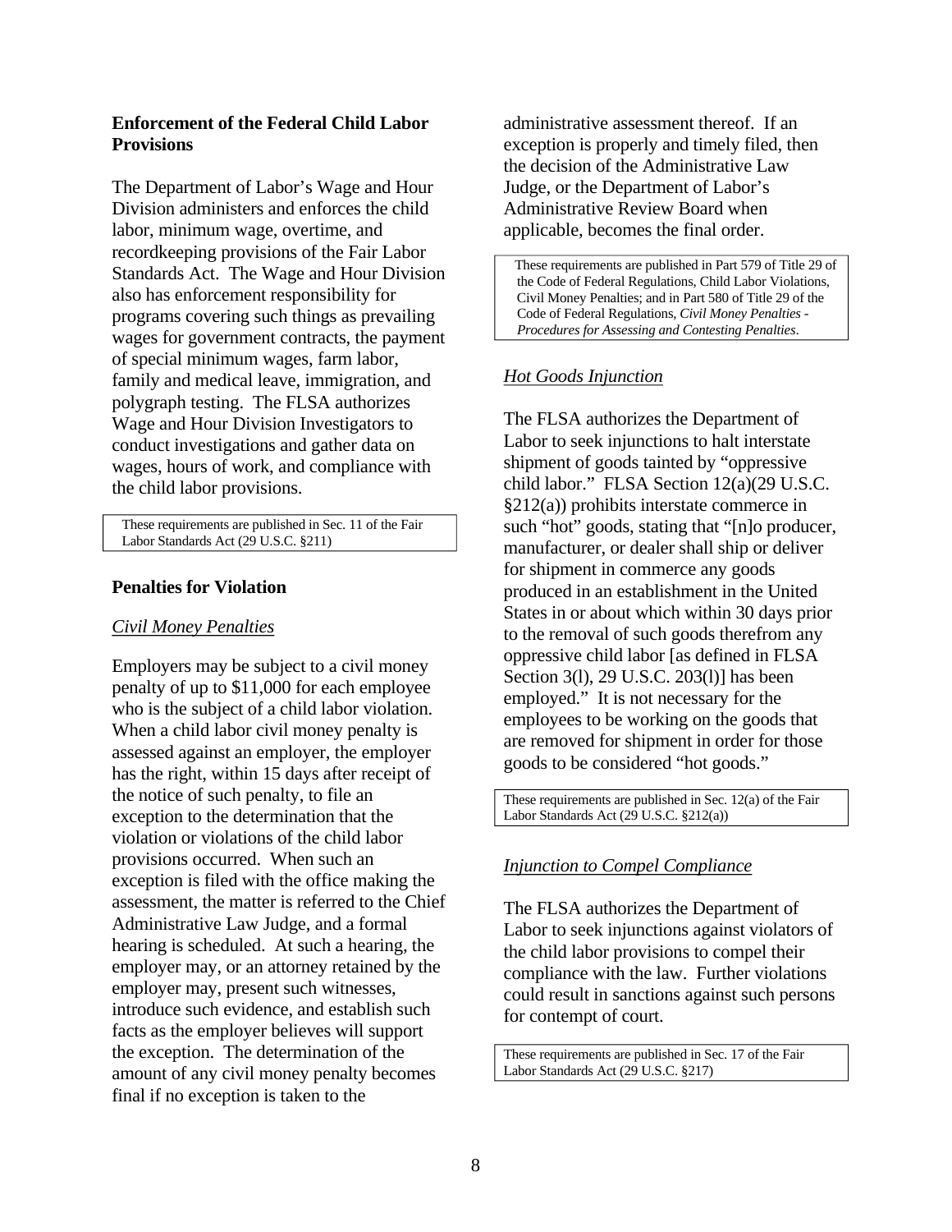### Enforcement of the Federal Child Labor Provisions

The Department of Labor's Wage and Hour Division administers and enforces the child labor, minimum wage, overtime, and recordkeeping provisions of the Fair Labor Standards Act. The Wage and Hour Division also has enforcement responsibility for programs covering such things as prevailing wages for government contracts, the payment of special minimum wages, farm labor, family and medical leave, immigration, and polygraph testing. The FLSA authorizes Wage and Hour Division Investigators to conduct investigations and gather data on wages, hours of work, and compliance with the child labor provisions.

> These requirements are published in Sec. 11 of the Fair Labor Standards Act (29 U.S.C. §211)

### Penalties for Violation

*Civil Money Penalties*

Employers may be subject to a civil money penalty of up to $11,000 for each employee who is the subject of a child labor violation. When a child labor civil money penalty is assessed against an employer, the employer has the right, within 15 days after receipt of the notice of such penalty, to file an exception to the determination that the violation or violations of the child labor provisions occurred. When such an exception is filed with the office making the assessment, the matter is referred to the Chief Administrative Law Judge, and a formal hearing is scheduled. At such a hearing, the employer may, or an attorney retained by the employer may, present such witnesses, introduce such evidence, and establish such facts as the employer believes will support the exception. The determination of the amount of any civil money penalty becomes final if no exception is taken to the administrative assessment thereof. If an exception is properly and timely filed, then the decision of the Administrative Law Judge, or the Department of Labor's Administrative Review Board when applicable, becomes the final order.

> These requirements are published in Part 579 of Title 29 of the Code of Federal Regulations, Child Labor Violations, Civil Money Penalties; and in Part 580 of Title 29 of the Code of Federal Regulations, *Civil Money Penalties - Procedures for Assessing and Contesting Penalties*.

*Hot Goods Injunction*

The FLSA authorizes the Department of Labor to seek injunctions to halt interstate shipment of goods tainted by "oppressive child labor." FLSA Section 12(a)(29 U.S.C. §212(a)) prohibits interstate commerce in such "hot" goods, stating that "[n]o producer, manufacturer, or dealer shall ship or deliver for shipment in commerce any goods produced in an establishment in the United States in or about which within 30 days prior to the removal of such goods therefrom any oppressive child labor [as defined in FLSA Section 3(l), 29 U.S.C. 203(l)] has been employed." It is not necessary for the employees to be working on the goods that are removed for shipment in order for those goods to be considered "hot goods."

> These requirements are published in Sec. 12(a) of the Fair Labor Standards Act (29 U.S.C. §212(a))

*Injunction to Compel Compliance*

The FLSA authorizes the Department of Labor to seek injunctions against violators of the child labor provisions to compel their compliance with the law. Further violations could result in sanctions against such persons for contempt of court.

> These requirements are published in Sec. 17 of the Fair Labor Standards Act (29 U.S.C. §217)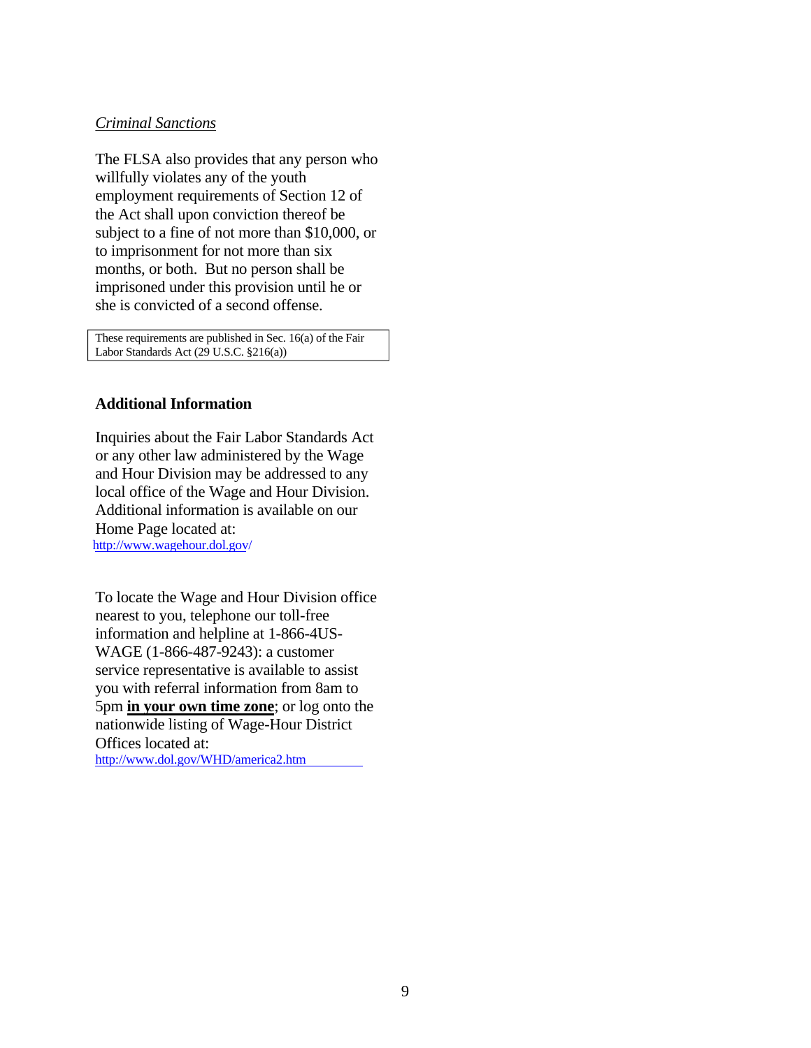*Criminal Sanctions*

The FLSA also provides that any person who willfully violates any of the youth employment requirements of Section 12 of the Act shall upon conviction thereof be subject to a fine of not more than $10,000, or to imprisonment for not more than six months, or both. But no person shall be imprisoned under this provision until he or she is convicted of a second offense.

These requirements are published in Sec. 16(a) of the Fair Labor Standards Act (29 U.S.C. §216(a))

**Additional Information**

Inquiries about the Fair Labor Standards Act or any other law administered by the Wage and Hour Division may be addressed to any local office of the Wage and Hour Division. Additional information is available on our Home Page located at:
http://www.wagehour.dol.gov/

To locate the Wage and Hour Division office nearest to you, telephone our toll-free information and helpline at 1-866-4US-WAGE (1-866-487-9243): a customer service representative is available to assist you with referral information from 8am to 5pm **in your own time zone**; or log onto the nationwide listing of Wage-Hour District Offices located at:
http://www.dol.gov/WHD/america2.htm